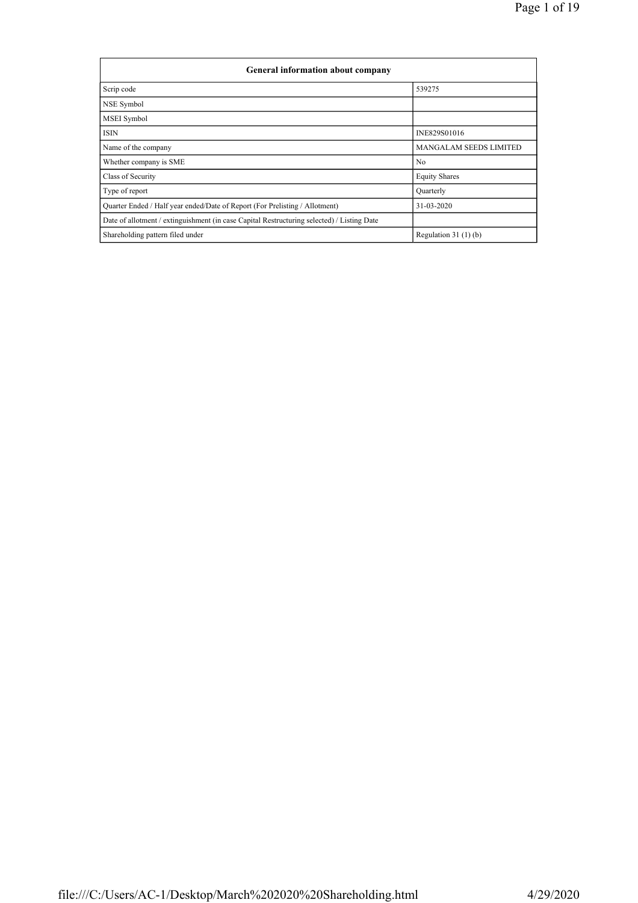| General information about company | |
|---|---|
| Scrip code | 539275 |
| NSE Symbol | |
| MSEI Symbol | |
| ISIN | INE829S01016 |
| Name of the company | MANGALAM SEEDS LIMITED |
| Whether company is SME | No |
| Class of Security | Equity Shares |
| Type of report | Quarterly |
| Quarter Ended / Half year ended/Date of Report (For Prelisting / Allotment) | 31-03-2020 |
| Date of allotment / extinguishment (in case Capital Restructuring selected) / Listing Date | |
| Shareholding pattern filed under | Regulation 31 (1) (b) |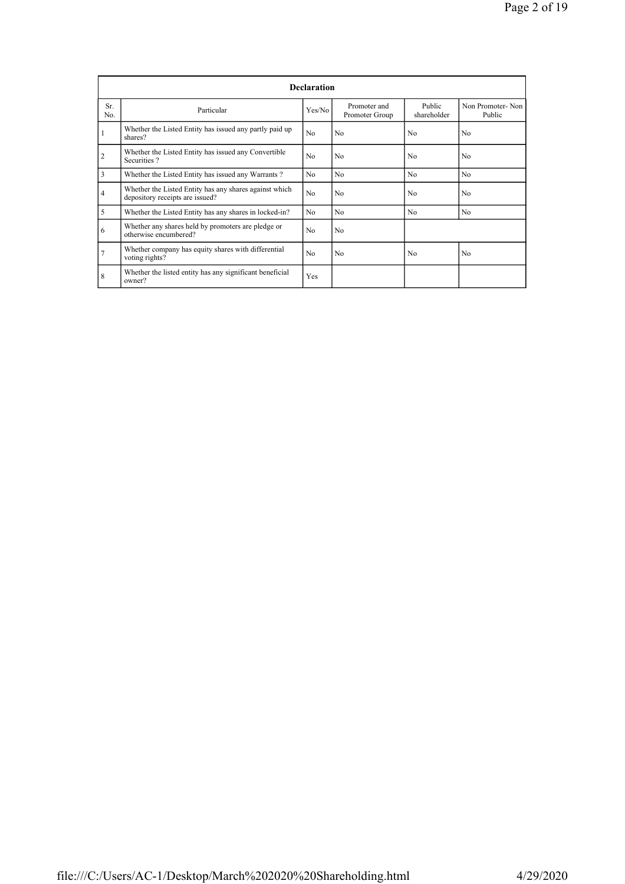| Declaration | | | | | |
|---|---|---|---|---|---|
| Sr. No. | Particular | Yes/No | Promoter and Promoter Group | Public shareholder | Non Promoter- Non Public |
| 1 | Whether the Listed Entity has issued any partly paid up shares? | No | No | No | No |
| 2 | Whether the Listed Entity has issued any Convertible Securities ? | No | No | No | No |
| 3 | Whether the Listed Entity has issued any Warrants ? | No | No | No | No |
| 4 | Whether the Listed Entity has any shares against which depository receipts are issued? | No | No | No | No |
| 5 | Whether the Listed Entity has any shares in locked-in? | No | No | No | No |
| 6 | Whether any shares held by promoters are pledge or otherwise encumbered? | No | No | | |
| 7 | Whether company has equity shares with differential voting rights? | No | No | No | No |
| 8 | Whether the listed entity has any significant beneficial owner? | Yes | | | |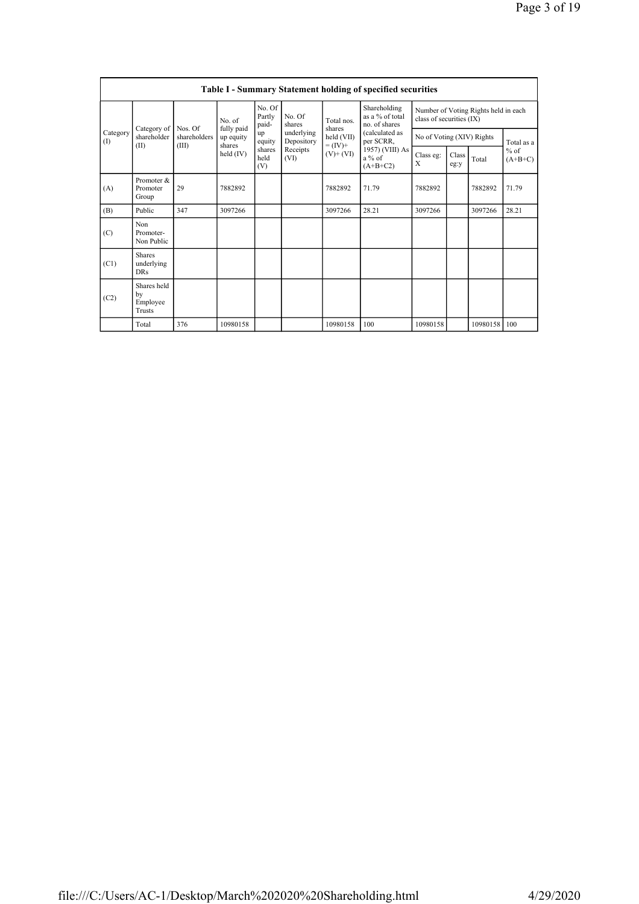## Table I - Summary Statement holding of specified securities

| Category (I) | Category of shareholder (II) | Nos. Of shareholders (III) | No. of fully paid up equity shares held (IV) | No. Of Partly paid-up equity shares held (V) | No. Of shares underlying Depository Receipts (VI) | Total nos. shares held (VII) = (IV)+ (V)+ (VI) | Shareholding as a % of total no. of shares (calculated as per SCRR, 1957) (VIII) As a % of (A+B+C2) | Number of Voting Rights held in each class of securities (IX) | | | |
|---|---|---|---|---|---|---|---|---|---|---|---|
| | | | | | | | | No of Voting (XIV) Rights | | | Total as a % of (A+B+C) |
| | | | | | | | | Class eg: X | Class eg:y | Total | |
| (A) | Promoter & Promoter Group | 29 | 7882892 | | | 7882892 | 71.79 | 7882892 | | 7882892 | 71.79 |
| (B) | Public | 347 | 3097266 | | | 3097266 | 28.21 | 3097266 | | 3097266 | 28.21 |
| (C) | Non Promoter- Non Public | | | | | | | | | | |
| (C1) | Shares underlying DRs | | | | | | | | | | |
| (C2) | Shares held by Employee Trusts | | | | | | | | | | |
| | Total | 376 | 10980158 | | | 10980158 | 100 | 10980158 | | 10980158 | 100 |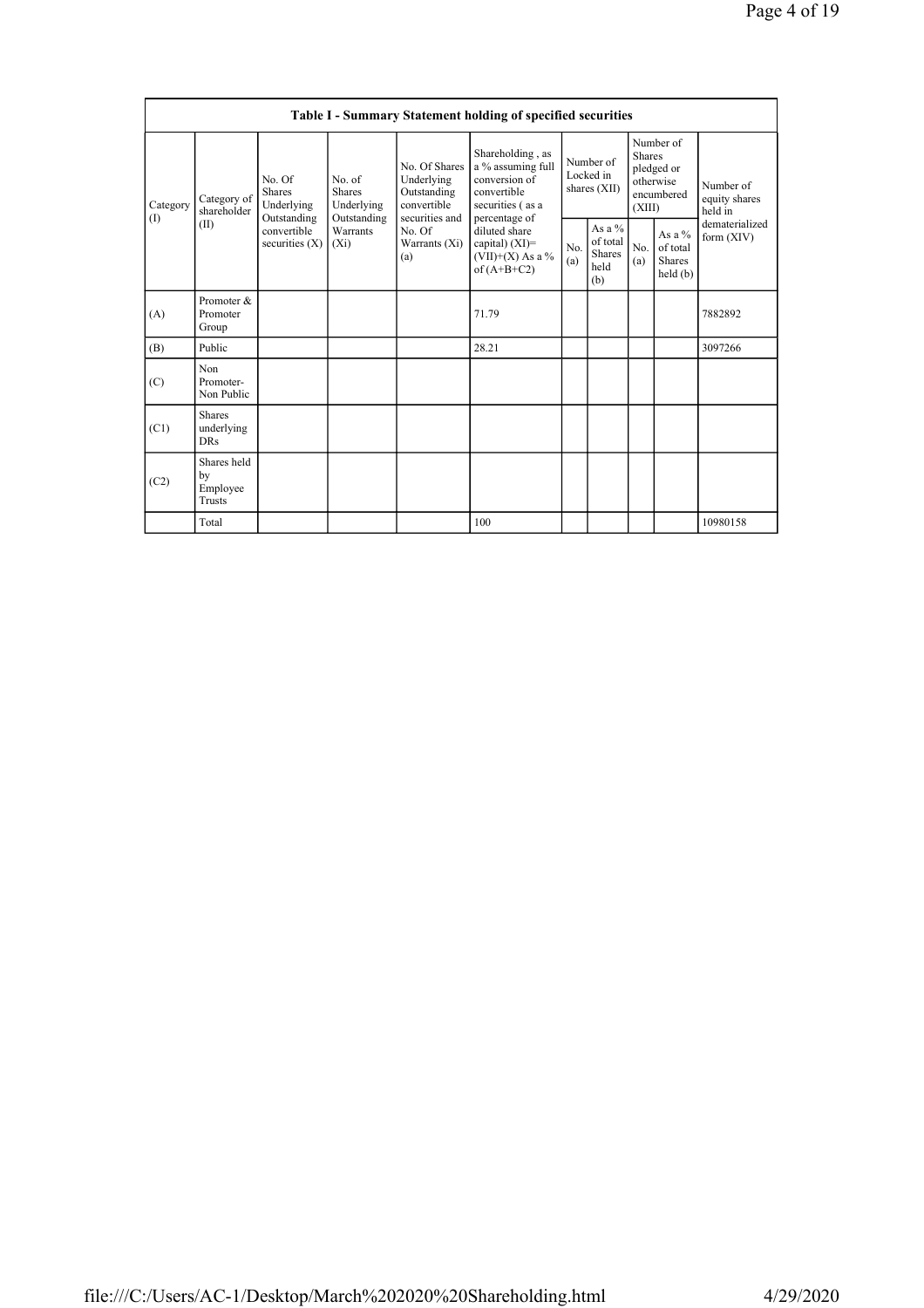| Table I - Summary Statement holding of specified securities | | | | | | | | | | | |
|---|---|---|---|---|---|---|---|---|---|---|---|
| Category (I) | Category of shareholder (II) | No. Of Shares Underlying Outstanding convertible securities (X) | No. of Shares Underlying Outstanding Warrants (Xi) | No. Of Shares Underlying Outstanding convertible securities and No. Of Warrants (Xi) (a) | Shareholding , as a % assuming full conversion of convertible securities ( as a percentage of diluted share capital) (XI)= (VII)+(X) As a % of (A+B+C2) | Number of Locked in shares (XII) | | Number of Shares pledged or otherwise encumbered (XIII) | | Number of equity shares held in dematerialized form (XIV) |
| | | | | | | No. (a) | As a % of total Shares held (b) | No. (a) | As a % of total Shares held (b) | |
| (A) | Promoter & Promoter Group | | | | 71.79 | | | | | 7882892 |
| (B) | Public | | | | 28.21 | | | | | 3097266 |
| (C) | Non Promoter- Non Public | | | | | | | | | |
| (C1) | Shares underlying DRs | | | | | | | | | |
| (C2) | Shares held by Employee Trusts | | | | | | | | | |
| | Total | | | | 100 | | | | | 10980158 |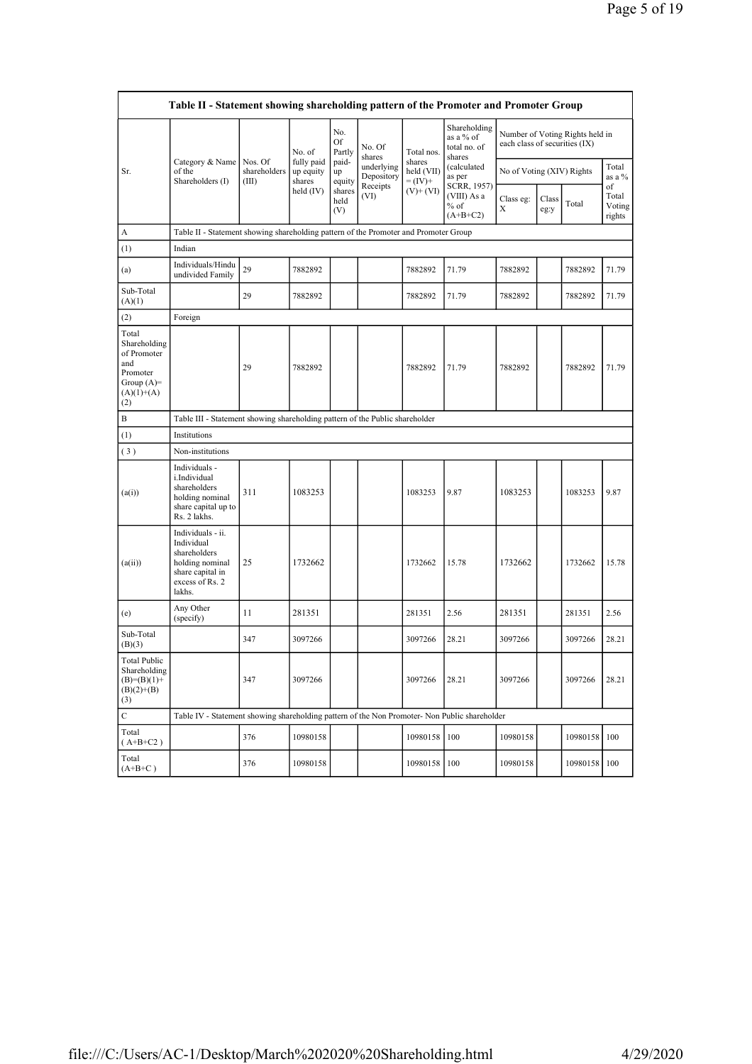| Table II - Statement showing shareholding pattern of the Promoter and Promoter Group | | | | | | | | | | | | |
|---|---|---|---|---|---|---|---|---|---|---|---|---|
| Sr. | Category & Name of the Shareholders (I) | Nos. Of shareholders (III) | No. of fully paid up equity shares held (IV) | No. Of Partly paid-up equity shares held (V) | No. Of shares underlying Depository Receipts (VI) | Total nos. shares held (VII) = (IV)+ (V)+ (VI) | Shareholding as a % of total no. of shares (calculated as per SCRR, 1957) (VIII) As a % of (A+B+C2) | Number of Voting Rights held in each class of securities (IX) | | | |
| | | | | | | | | No of Voting (XIV) Rights | | | Total as a % of Total Voting rights |
| | | | | | | | | Class eg: X | Class eg:y | Total | |
| A | Table II - Statement showing shareholding pattern of the Promoter and Promoter Group | | | | | | | | | | |
| (1) | Indian | | | | | | | | | | |
| (a) | Individuals/Hindu undivided Family | 29 | 7882892 | | | 7882892 | 71.79 | 7882892 | | 7882892 | 71.79 |
| Sub-Total (A)(1) | | 29 | 7882892 | | | 7882892 | 71.79 | 7882892 | | 7882892 | 71.79 |
| (2) | Foreign | | | | | | | | | | |
| Total Shareholding of Promoter and Promoter Group (A)=(A)(1)+(A)(2) | | 29 | 7882892 | | | 7882892 | 71.79 | 7882892 | | 7882892 | 71.79 |
| B | Table III - Statement showing shareholding pattern of the Public shareholder | | | | | | | | | | |
| (1) | Institutions | | | | | | | | | | |
| (3) | Non-institutions | | | | | | | | | | |
| (a(i)) | Individuals - i.Individual shareholders holding nominal share capital up to Rs. 2 lakhs. | 311 | 1083253 | | | 1083253 | 9.87 | 1083253 | | 1083253 | 9.87 |
| (a(ii)) | Individuals - ii. Individual shareholders holding nominal share capital in excess of Rs. 2 lakhs. | 25 | 1732662 | | | 1732662 | 15.78 | 1732662 | | 1732662 | 15.78 |
| (e) | Any Other (specify) | 11 | 281351 | | | 281351 | 2.56 | 281351 | | 281351 | 2.56 |
| Sub-Total (B)(3) | | 347 | 3097266 | | | 3097266 | 28.21 | 3097266 | | 3097266 | 28.21 |
| Total Public Shareholding (B)=(B)(1)+(B)(2)+(B)(3) | | 347 | 3097266 | | | 3097266 | 28.21 | 3097266 | | 3097266 | 28.21 |
| C | Table IV - Statement showing shareholding pattern of the Non Promoter- Non Public shareholder | | | | | | | | | | |
| Total ( A+B+C2 ) | | 376 | 10980158 | | | 10980158 | 100 | 10980158 | | 10980158 | 100 |
| Total (A+B+C ) | | 376 | 10980158 | | | 10980158 | 100 | 10980158 | | 10980158 | 100 |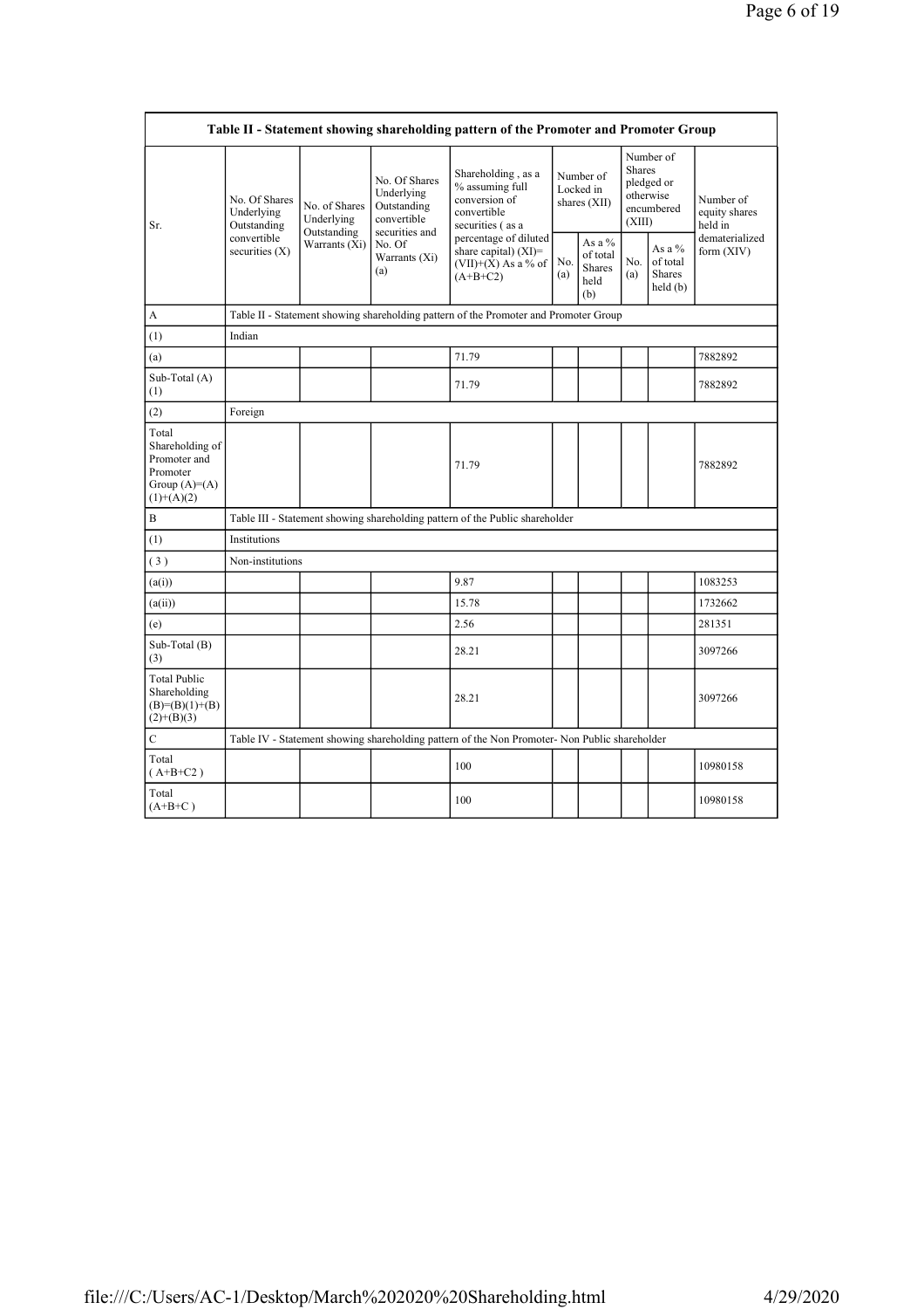| Table II - Statement showing shareholding pattern of the Promoter and Promoter Group | | | | | | | | | |
|---|---|---|---|---|---|---|---|---|---|
| Sr. | No. Of Shares Underlying Outstanding convertible securities (X) | No. of Shares Underlying Outstanding Warrants (Xi) | No. Of Shares Underlying Outstanding convertible securities and No. Of Warrants (Xi) (a) | Shareholding , as a % assuming full conversion of convertible securities ( as a percentage of diluted share capital) (XI)= (VII)+(X) As a % of (A+B+C2) | Number of Locked in shares (XII) | | Number of Shares pledged or otherwise encumbered (XIII) | | Number of equity shares held in dematerialized form (XIV) |
| | | | | | No. (a) | As a % of total Shares held (b) | No. (a) | As a % of total Shares held (b) | |
| A | Table II - Statement showing shareholding pattern of the Promoter and Promoter Group | | | | | | | | |
| (1) | Indian | | | | | | | | |
| (a) | | | | 71.79 | | | | | 7882892 |
| Sub-Total (A) (1) | | | | 71.79 | | | | | 7882892 |
| (2) | Foreign | | | | | | | | |
| Total Shareholding of Promoter and Promoter Group (A)=(A)(1)+(A)(2) | | | | 71.79 | | | | | 7882892 |
| B | Table III - Statement showing shareholding pattern of the Public shareholder | | | | | | | | |
| (1) | Institutions | | | | | | | | |
| ( 3 ) | Non-institutions | | | | | | | | |
| (a(i)) | | | | 9.87 | | | | | 1083253 |
| (a(ii)) | | | | 15.78 | | | | | 1732662 |
| (e) | | | | 2.56 | | | | | 281351 |
| Sub-Total (B) (3) | | | | 28.21 | | | | | 3097266 |
| Total Public Shareholding (B)=(B)(1)+(B)(2)+(B)(3) | | | | 28.21 | | | | | 3097266 |
| C | Table IV - Statement showing shareholding pattern of the Non Promoter- Non Public shareholder | | | | | | | | |
| Total ( A+B+C2 ) | | | | 100 | | | | | 10980158 |
| Total (A+B+C ) | | | | 100 | | | | | 10980158 |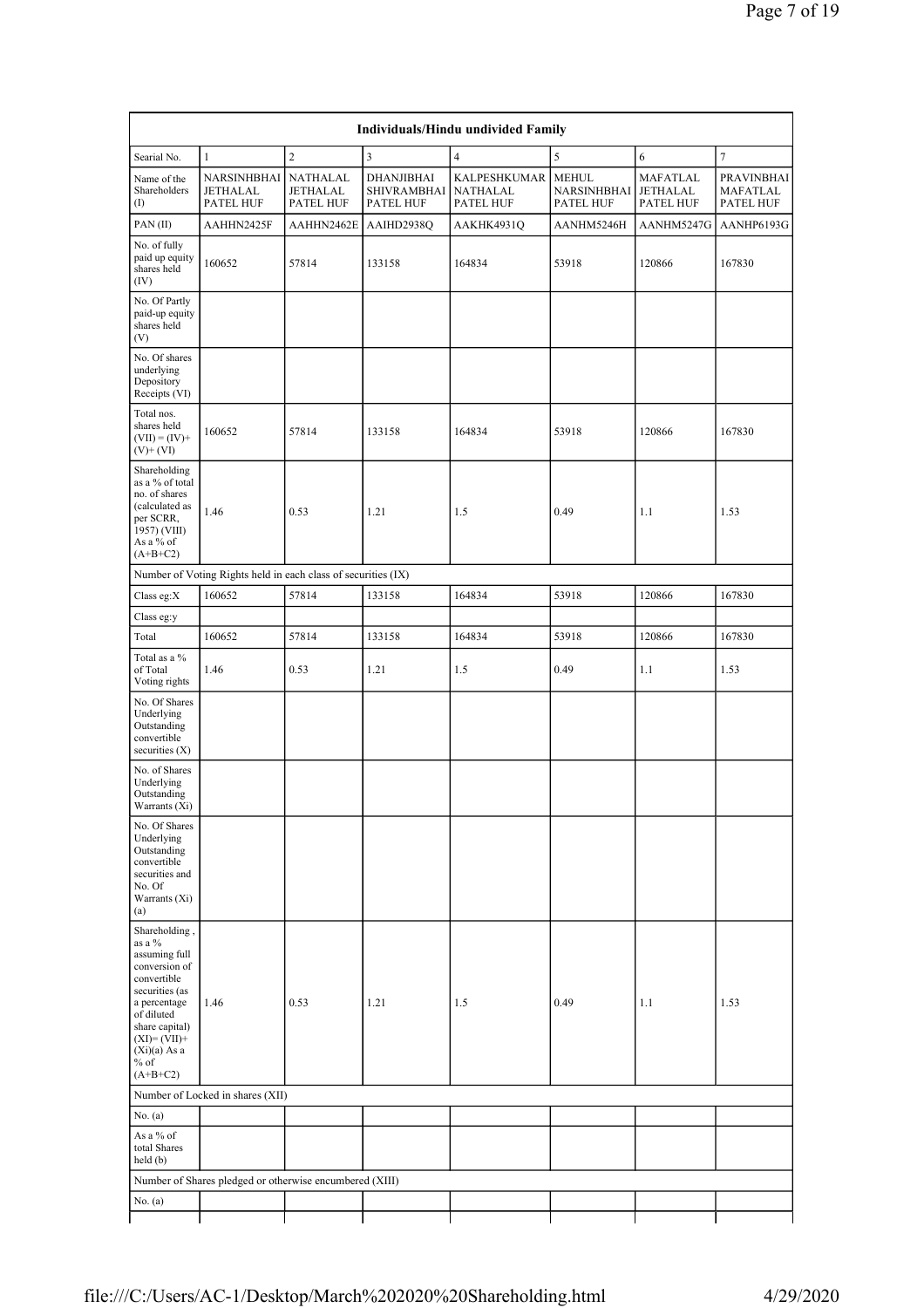| Individuals/Hindu undivided Family | | | | | | | |
|---|---|---|---|---|---|---|---|
| Searial No. | 1 | 2 | 3 | 4 | 5 | 6 | 7 |
| Name of the Shareholders (I) | NARSINHBHAI JETHALAL PATEL HUF | NATHALAL JETHALAL PATEL HUF | DHANJIBHAI SHIVRAMBHAI PATEL HUF | KALPESHKUMAR NATHALAL PATEL HUF | MEHUL NARSINHBHAI PATEL HUF | MAFATLAL JETHALAL PATEL HUF | PRAVINBHAI MAFATLAL PATEL HUF |
| PAN (II) | AAHHN2425F | AAHHN2462E | AAIHD2938Q | AAKHK4931Q | AANHM5246H | AANHM5247G | AANHP6193G |
| No. of fully paid up equity shares held (IV) | 160652 | 57814 | 133158 | 164834 | 53918 | 120866 | 167830 |
| No. Of Partly paid-up equity shares held (V) | | | | | | | |
| No. Of shares underlying Depository Receipts (VI) | | | | | | | |
| Total nos. shares held (VII) = (IV)+(V)+ (VI) | 160652 | 57814 | 133158 | 164834 | 53918 | 120866 | 167830 |
| Shareholding as a % of total no. of shares (calculated as per SCRR, 1957) (VIII) As a % of (A+B+C2) | 1.46 | 0.53 | 1.21 | 1.5 | 0.49 | 1.1 | 1.53 |
| Number of Voting Rights held in each class of securities (IX) | | | | | | | |
| Class eg:X | 160652 | 57814 | 133158 | 164834 | 53918 | 120866 | 167830 |
| Class eg:y | | | | | | | |
| Total | 160652 | 57814 | 133158 | 164834 | 53918 | 120866 | 167830 |
| Total as a % of Total Voting rights | 1.46 | 0.53 | 1.21 | 1.5 | 0.49 | 1.1 | 1.53 |
| No. Of Shares Underlying Outstanding convertible securities (X) | | | | | | | |
| No. of Shares Underlying Outstanding Warrants (Xi) | | | | | | | |
| No. Of Shares Underlying Outstanding convertible securities and No. Of Warrants (Xi) (a) | | | | | | | |
| Shareholding , as a % assuming full conversion of convertible securities (as a percentage of diluted share capital) (XI)= (VII)+(Xi)(a) As a % of (A+B+C2) | 1.46 | 0.53 | 1.21 | 1.5 | 0.49 | 1.1 | 1.53 |
| Number of Locked in shares (XII) | | | | | | | |
| No. (a) | | | | | | | |
| As a % of total Shares held (b) | | | | | | | |
| Number of Shares pledged or otherwise encumbered (XIII) | | | | | | | |
| No. (a) | | | | | | | |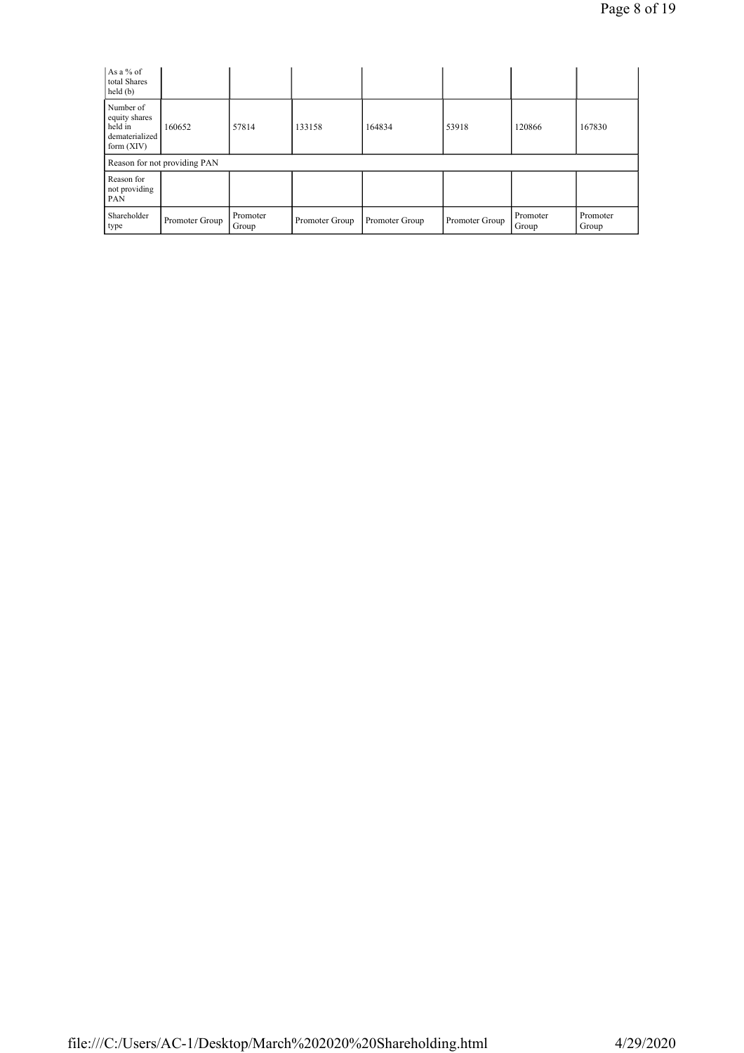| As a % of total Shares held (b) | | | | | | | |
|---|---|---|---|---|---|---|---|
| Number of equity shares held in dematerialized form (XIV) | 160652 | 57814 | 133158 | 164834 | 53918 | 120866 | 167830 |
| Reason for not providing PAN | | | | | | | |
| Reason for not providing PAN | | | | | | | |
| Shareholder type | Promoter Group | Promoter Group | Promoter Group | Promoter Group | Promoter Group | Promoter Group | Promoter Group |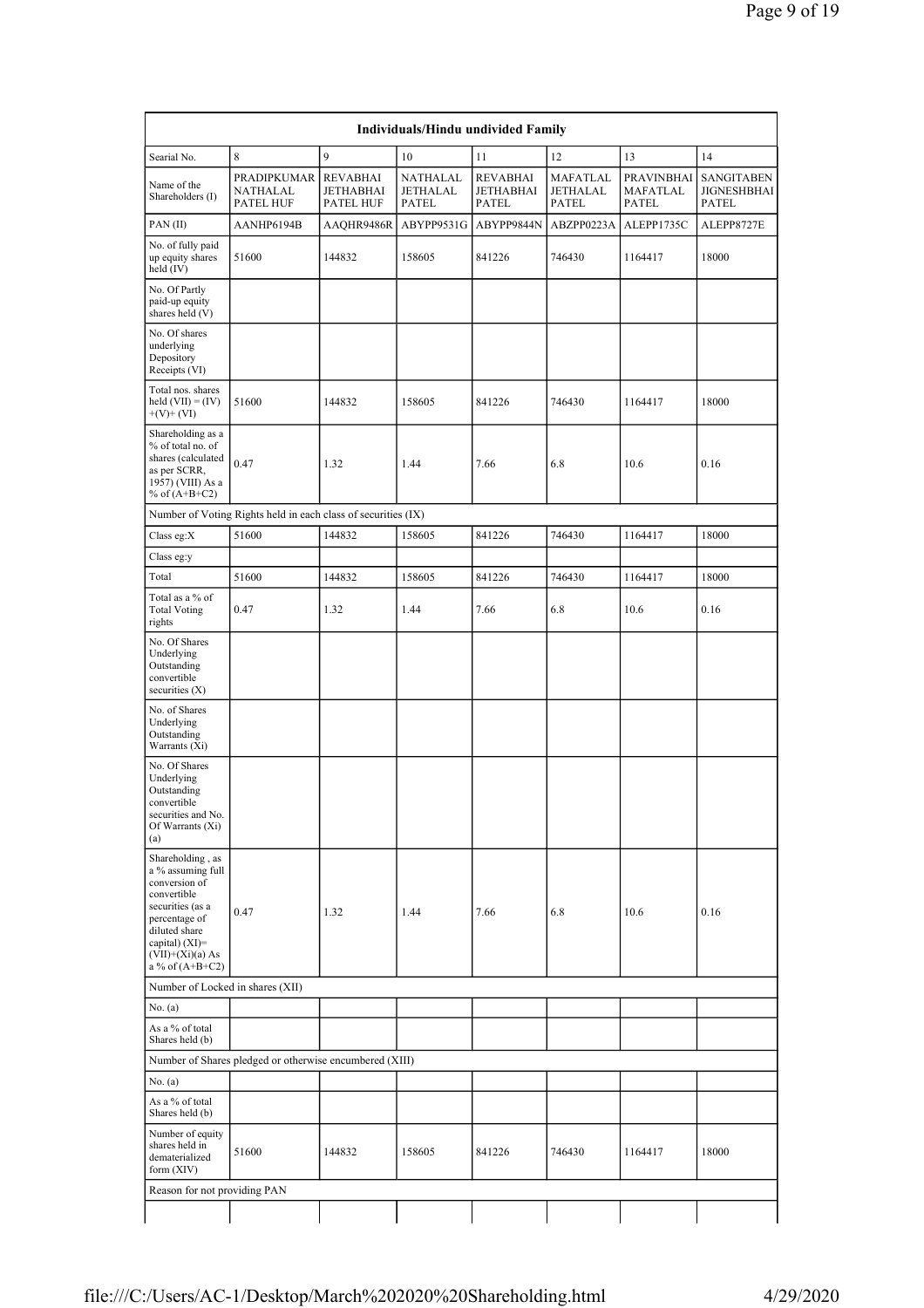| Individuals/Hindu undivided Family | | | | | | | |
|---|---|---|---|---|---|---|---|
| Searial No. | 8 | 9 | 10 | 11 | 12 | 13 | 14 |
| Name of the Shareholders (I) | PRADIPKUMAR NATHALAL PATEL HUF | REVABHAI JETHABHAI PATEL HUF | NATHALAL JETHALAL PATEL | REVABHAI JETHABHAI PATEL | MAFATLAL JETHALAL PATEL | PRAVINBHAI MAFATLAL PATEL | SANGITABEN JIGNESHBHAI PATEL |
| PAN (II) | AANHP6194B | AAQHR9486R | ABYPP9531G | ABYPP9844N | ABZPP0223A | ALEPP1735C | ALEPP8727E |
| No. of fully paid up equity shares held (IV) | 51600 | 144832 | 158605 | 841226 | 746430 | 1164417 | 18000 |
| No. Of Partly paid-up equity shares held (V) | | | | | | | |
| No. Of shares underlying Depository Receipts (VI) | | | | | | | |
| Total nos. shares held (VII) = (IV) +(V)+ (VI) | 51600 | 144832 | 158605 | 841226 | 746430 | 1164417 | 18000 |
| Shareholding as a % of total no. of shares (calculated as per SCRR, 1957) (VIII) As a % of (A+B+C2) | 0.47 | 1.32 | 1.44 | 7.66 | 6.8 | 10.6 | 0.16 |
| Number of Voting Rights held in each class of securities (IX) | | | | | | | |
| Class eg:X | 51600 | 144832 | 158605 | 841226 | 746430 | 1164417 | 18000 |
| Class eg:y | | | | | | | |
| Total | 51600 | 144832 | 158605 | 841226 | 746430 | 1164417 | 18000 |
| Total as a % of Total Voting rights | 0.47 | 1.32 | 1.44 | 7.66 | 6.8 | 10.6 | 0.16 |
| No. Of Shares Underlying Outstanding convertible securities (X) | | | | | | | |
| No. of Shares Underlying Outstanding Warrants (Xi) | | | | | | | |
| No. Of Shares Underlying Outstanding convertible securities and No. Of Warrants (Xi) (a) | | | | | | | |
| Shareholding , as a % assuming full conversion of convertible securities (as a percentage of diluted share capital) (XI)= (VII)+(Xi)(a) As a % of (A+B+C2) | 0.47 | 1.32 | 1.44 | 7.66 | 6.8 | 10.6 | 0.16 |
| Number of Locked in shares (XII) | | | | | | | |
| No. (a) | | | | | | | |
| As a % of total Shares held (b) | | | | | | | |
| Number of Shares pledged or otherwise encumbered (XIII) | | | | | | | |
| No. (a) | | | | | | | |
| As a % of total Shares held (b) | | | | | | | |
| Number of equity shares held in dematerialized form (XIV) | 51600 | 144832 | 158605 | 841226 | 746430 | 1164417 | 18000 |
| Reason for not providing PAN | | | | | | | |
| | | | | | | | |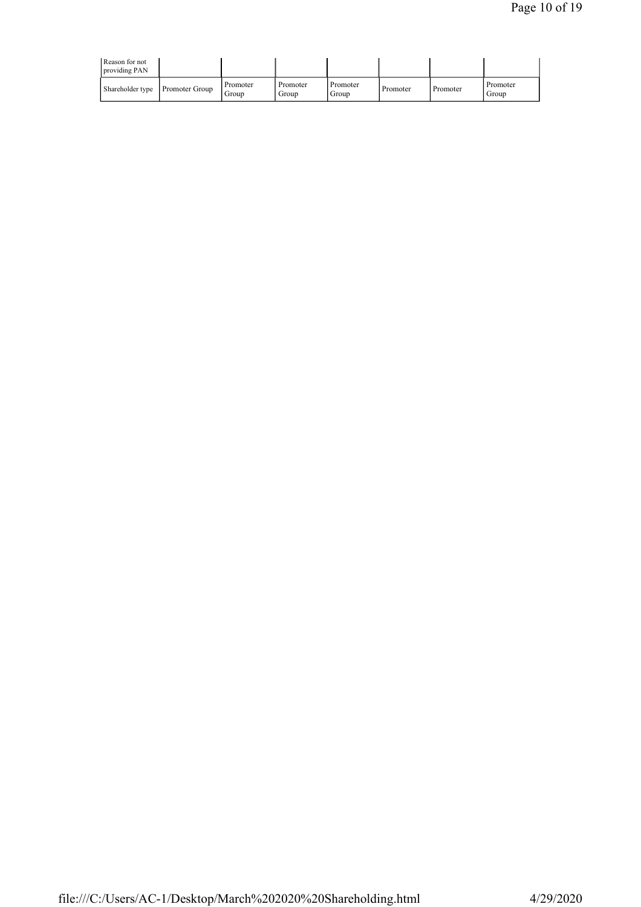| Reason for not providing PAN | | | | | | | |
|---|---|---|---|---|---|---|---|
| Shareholder type | Promoter Group | Promoter Group | Promoter Group | Promoter Group | Promoter | Promoter | Promoter Group |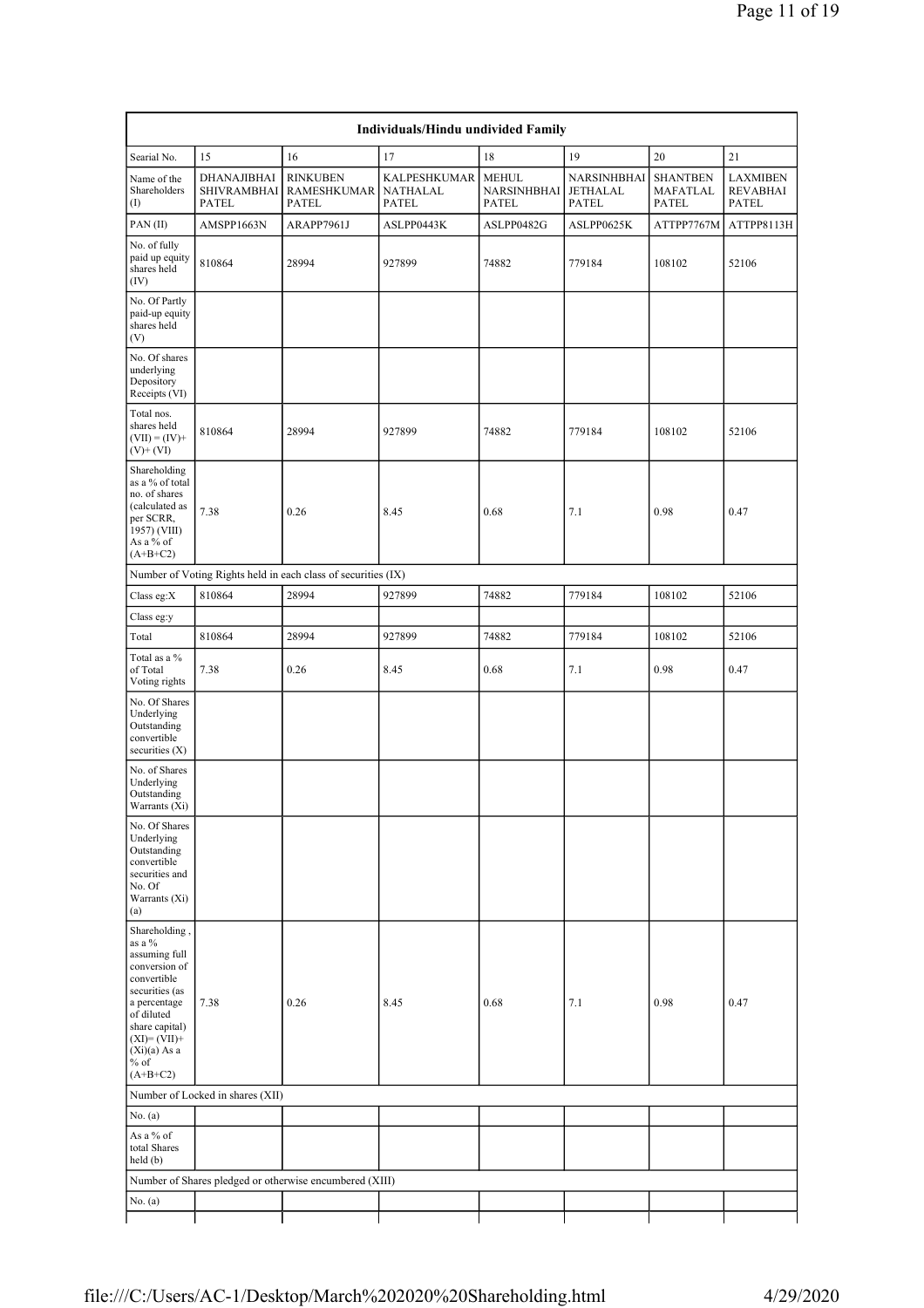| Individuals/Hindu undivided Family | | | | | | | |
|---|---|---|---|---|---|---|---|
| Searial No. | 15 | 16 | 17 | 18 | 19 | 20 | 21 |
| Name of the Shareholders (I) | DHANAJIBHAI SHIVRAMBHAI PATEL | RINKUBEN RAMESHKUMAR PATEL | KALPESHKUMAR NATHALAL PATEL | MEHUL NARSINHBHAI PATEL | NARSINHBHAI JETHALAL PATEL | SHANTBEN MAFATLAL PATEL | LAXMIBEN REVABHAI PATEL |
| PAN (II) | AMSPP1663N | ARAPP7961J | ASLPP0443K | ASLPP0482G | ASLPP0625K | ATTPP7767M | ATTPP8113H |
| No. of fully paid up equity shares held (IV) | 810864 | 28994 | 927899 | 74882 | 779184 | 108102 | 52106 |
| No. Of Partly paid-up equity shares held (V) | | | | | | | |
| No. Of shares underlying Depository Receipts (VI) | | | | | | | |
| Total nos. shares held (VII) = (IV)+ (V)+ (VI) | 810864 | 28994 | 927899 | 74882 | 779184 | 108102 | 52106 |
| Shareholding as a % of total no. of shares (calculated as per SCRR, 1957) (VIII) As a % of (A+B+C2) | 7.38 | 0.26 | 8.45 | 0.68 | 7.1 | 0.98 | 0.47 |
| Number of Voting Rights held in each class of securities (IX) | | | | | | | |
| Class eg:X | 810864 | 28994 | 927899 | 74882 | 779184 | 108102 | 52106 |
| Class eg:y | | | | | | | |
| Total | 810864 | 28994 | 927899 | 74882 | 779184 | 108102 | 52106 |
| Total as a % of Total Voting rights | 7.38 | 0.26 | 8.45 | 0.68 | 7.1 | 0.98 | 0.47 |
| No. Of Shares Underlying Outstanding convertible securities (X) | | | | | | | |
| No. of Shares Underlying Outstanding Warrants (Xi) | | | | | | | |
| No. Of Shares Underlying Outstanding convertible securities and No. Of Warrants (Xi) (a) | | | | | | | |
| Shareholding , as a % assuming full conversion of convertible securities (as a percentage of diluted share capital) (XI)= (VII)+(Xi)(a) As a % of (A+B+C2) | 7.38 | 0.26 | 8.45 | 0.68 | 7.1 | 0.98 | 0.47 |
| Number of Locked in shares (XII) | | | | | | | |
| No. (a) | | | | | | | |
| As a % of total Shares held (b) | | | | | | | |
| Number of Shares pledged or otherwise encumbered (XIII) | | | | | | | |
| No. (a) | | | | | | | |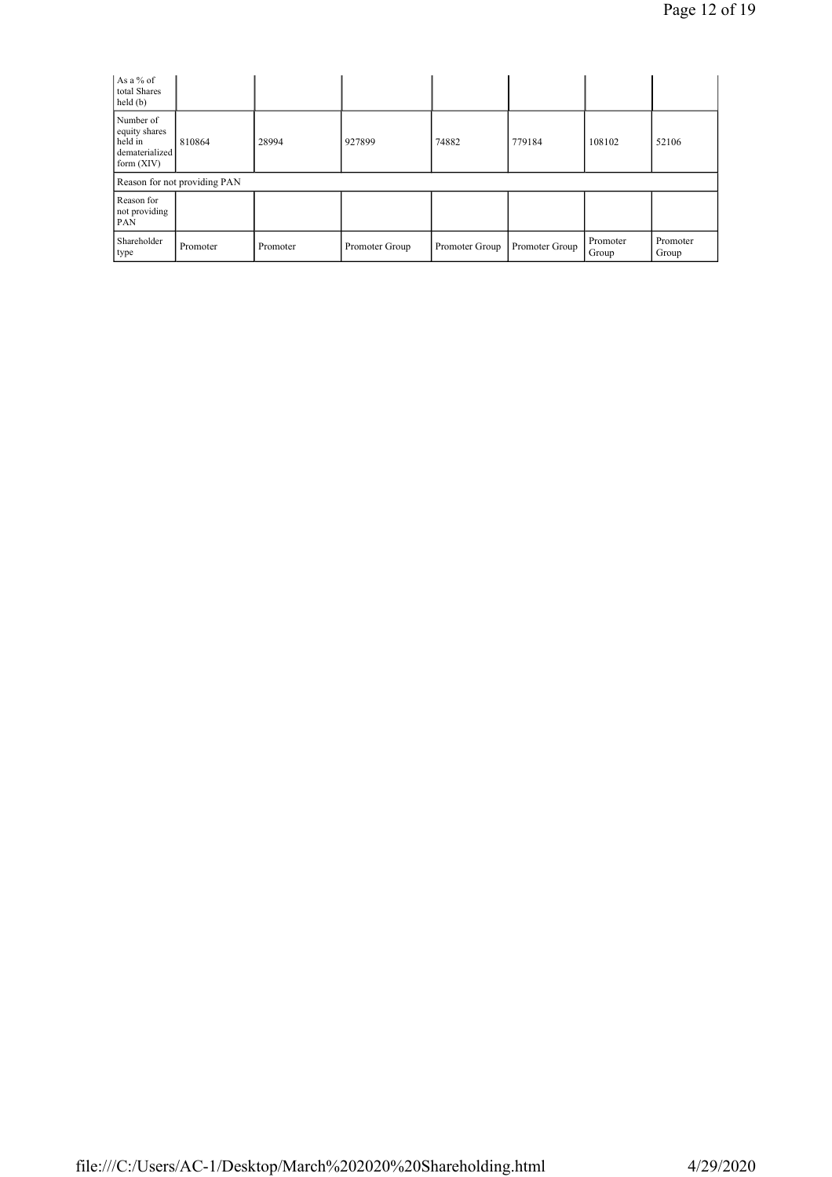| As a % of total Shares held (b) | | | | | | | |
|---|---|---|---|---|---|---|---|
| Number of equity shares held in dematerialized form (XIV) | 810864 | 28994 | 927899 | 74882 | 779184 | 108102 | 52106 |
| Reason for not providing PAN | | | | | | | |
| Reason for not providing PAN | | | | | | | |
| Shareholder type | Promoter | Promoter | Promoter Group | Promoter Group | Promoter Group | Promoter Group | Promoter Group |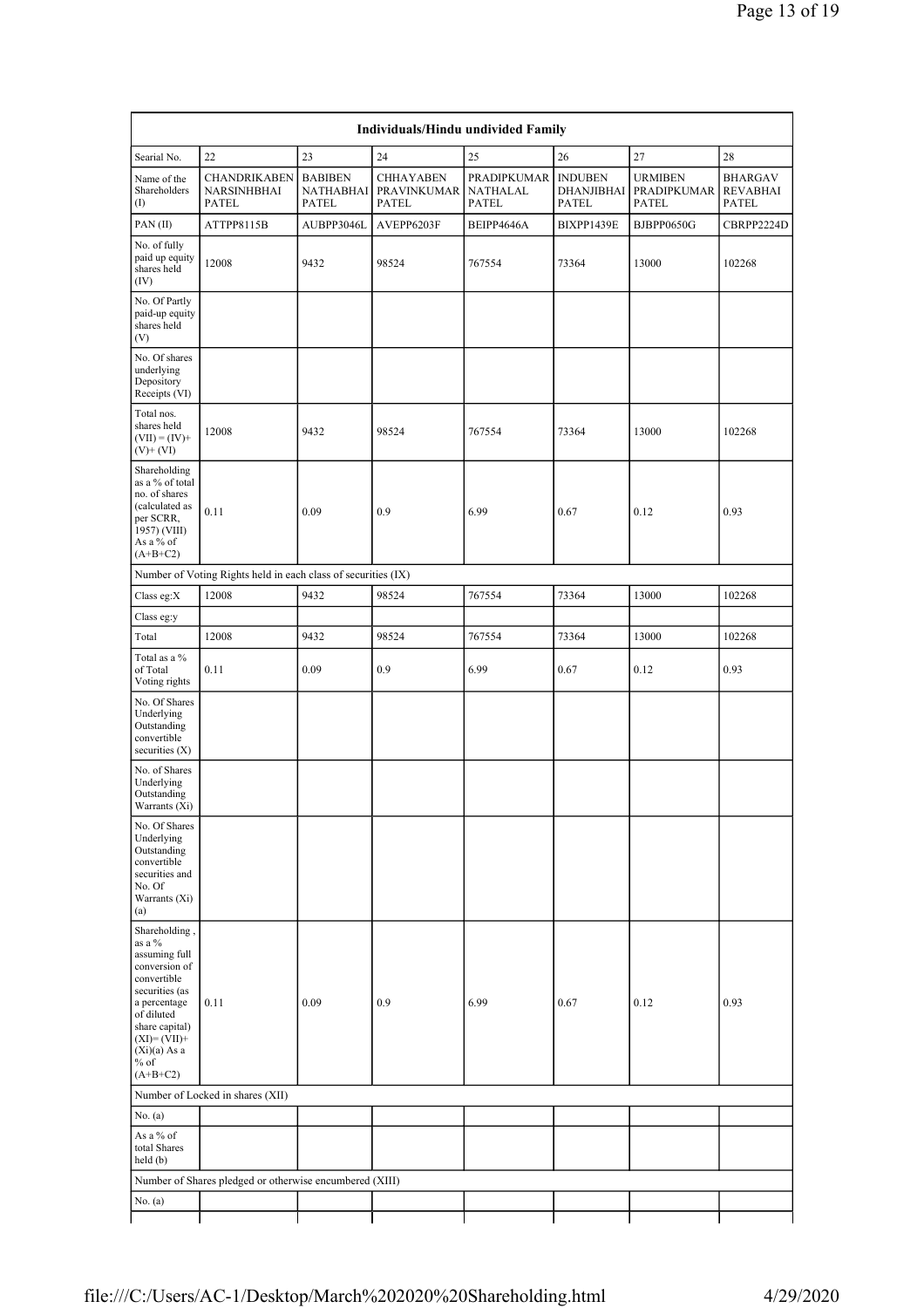| Individuals/Hindu undivided Family | | | | | | | |
|---|---|---|---|---|---|---|---|
| Searial No. | 22 | 23 | 24 | 25 | 26 | 27 | 28 |
| Name of the Shareholders (I) | CHANDRIKABEN NARSINHBHAI PATEL | BABIBEN NATHABHAI PATEL | CHHAYABEN PRAVINKUMAR PATEL | PRADIPKUMAR NATHALAL PATEL | INDUBEN DHANJIBHAI PATEL | URMIBEN PRADIPKUMAR PATEL | BHARGAV REVABHAI PATEL |
| PAN (II) | ATTPP8115B | AUBPP3046L | AVEPP6203F | BEIPP4646A | BIXPP1439E | BJBPP0650G | CBRPP2224D |
| No. of fully paid up equity shares held (IV) | 12008 | 9432 | 98524 | 767554 | 73364 | 13000 | 102268 |
| No. Of Partly paid-up equity shares held (V) | | | | | | | |
| No. Of shares underlying Depository Receipts (VI) | | | | | | | |
| Total nos. shares held (VII) = (IV)+ (V)+ (VI) | 12008 | 9432 | 98524 | 767554 | 73364 | 13000 | 102268 |
| Shareholding as a % of total no. of shares (calculated as per SCRR, 1957) (VIII) As a % of (A+B+C2) | 0.11 | 0.09 | 0.9 | 6.99 | 0.67 | 0.12 | 0.93 |
| Number of Voting Rights held in each class of securities (IX) | | | | | | | |
| Class eg:X | 12008 | 9432 | 98524 | 767554 | 73364 | 13000 | 102268 |
| Class eg:y | | | | | | | |
| Total | 12008 | 9432 | 98524 | 767554 | 73364 | 13000 | 102268 |
| Total as a % of Total Voting rights | 0.11 | 0.09 | 0.9 | 6.99 | 0.67 | 0.12 | 0.93 |
| No. Of Shares Underlying Outstanding convertible securities (X) | | | | | | | |
| No. of Shares Underlying Outstanding Warrants (Xi) | | | | | | | |
| No. Of Shares Underlying Outstanding convertible securities and No. Of Warrants (Xi) (a) | | | | | | | |
| Shareholding , as a % assuming full conversion of convertible securities (as a percentage of diluted share capital) (XI)= (VII)+ (Xi)(a) As a % of (A+B+C2) | 0.11 | 0.09 | 0.9 | 6.99 | 0.67 | 0.12 | 0.93 |
| Number of Locked in shares (XII) | | | | | | | |
| No. (a) | | | | | | | |
| As a % of total Shares held (b) | | | | | | | |
| Number of Shares pledged or otherwise encumbered (XIII) | | | | | | | |
| No. (a) | | | | | | | |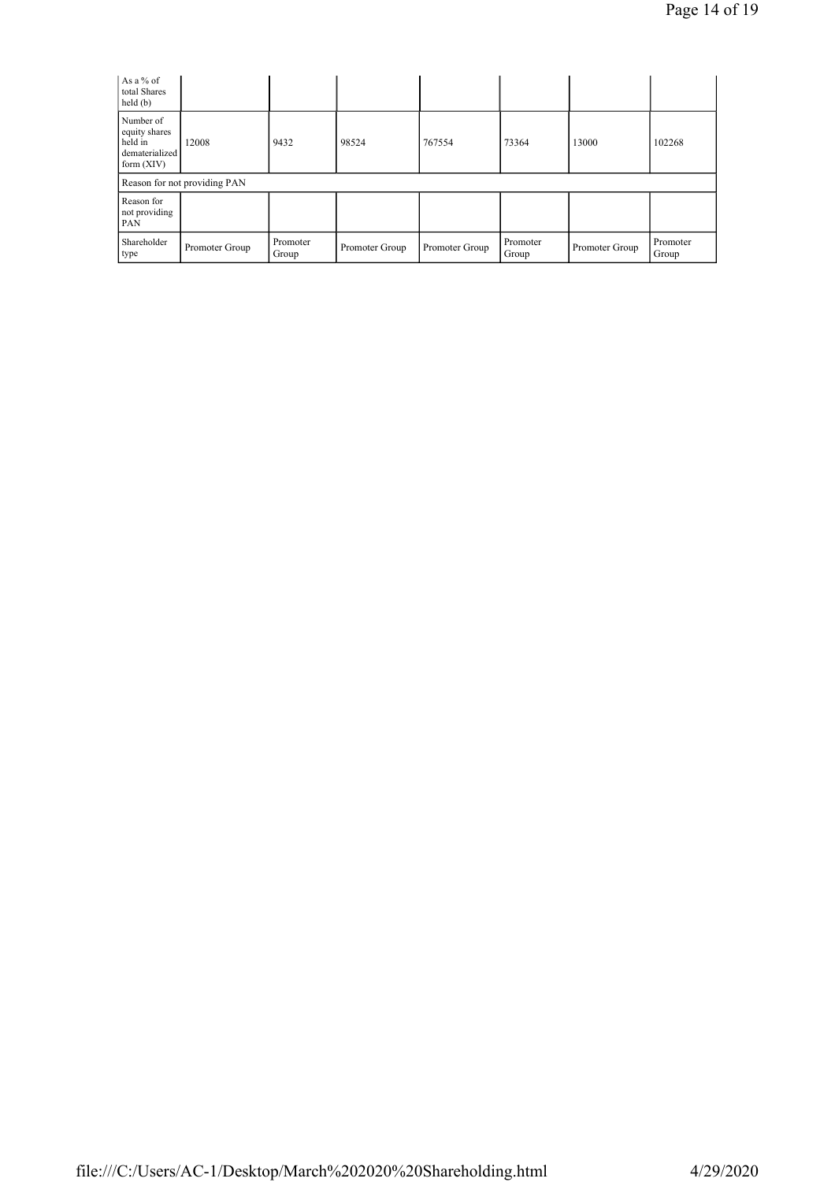| As a % of total Shares held (b) | | | | | | | |
|---|---|---|---|---|---|---|---|
| Number of equity shares held in dematerialized form (XIV) | 12008 | 9432 | 98524 | 767554 | 73364 | 13000 | 102268 |
| Reason for not providing PAN | | | | | | | |
| Reason for not providing PAN | | | | | | | |
| Shareholder type | Promoter Group | Promoter Group | Promoter Group | Promoter Group | Promoter Group | Promoter Group | Promoter Group |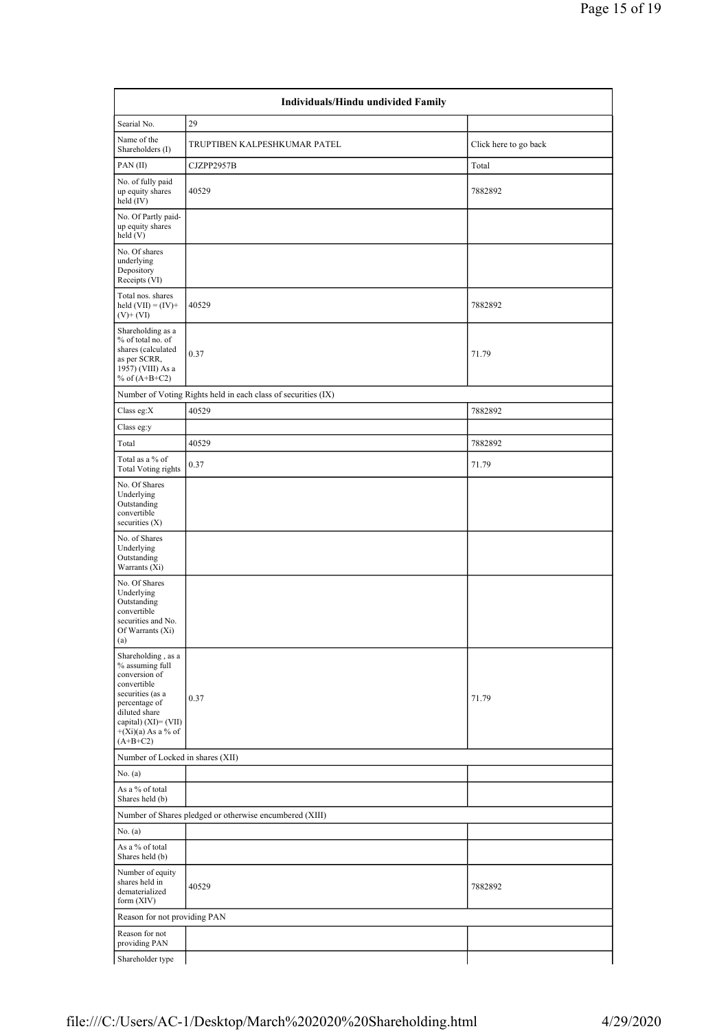| Individuals/Hindu undivided Family | | |
|---|---|---|
| Searial No. | 29 | |
| Name of the Shareholders (I) | TRUPTIBEN KALPESHKUMAR PATEL | Click here to go back |
| PAN (II) | CJZPP2957B | Total |
| No. of fully paid up equity shares held (IV) | 40529 | 7882892 |
| No. Of Partly paid-up equity shares held (V) | | |
| No. Of shares underlying Depository Receipts (VI) | | |
| Total nos. shares held (VII) = (IV)+(V)+ (VI) | 40529 | 7882892 |
| Shareholding as a % of total no. of shares (calculated as per SCRR, 1957) (VIII) As a % of (A+B+C2) | 0.37 | 71.79 |
| Number of Voting Rights held in each class of securities (IX) | | |
| Class eg:X | 40529 | 7882892 |
| Class eg:y | | |
| Total | 40529 | 7882892 |
| Total as a % of Total Voting rights | 0.37 | 71.79 |
| No. Of Shares Underlying Outstanding convertible securities (X) | | |
| No. of Shares Underlying Outstanding Warrants (Xi) | | |
| No. Of Shares Underlying Outstanding convertible securities and No. Of Warrants (Xi) (a) | | |
| Shareholding , as a % assuming full conversion of convertible securities (as a percentage of diluted share capital) (XI)= (VII)+(Xi)(a) As a % of (A+B+C2) | 0.37 | 71.79 |
| Number of Locked in shares (XII) | | |
| No. (a) | | |
| As a % of total Shares held (b) | | |
| Number of Shares pledged or otherwise encumbered (XIII) | | |
| No. (a) | | |
| As a % of total Shares held (b) | | |
| Number of equity shares held in dematerialized form (XIV) | 40529 | 7882892 |
| Reason for not providing PAN | | |
| Reason for not providing PAN | | |
| Shareholder type | | |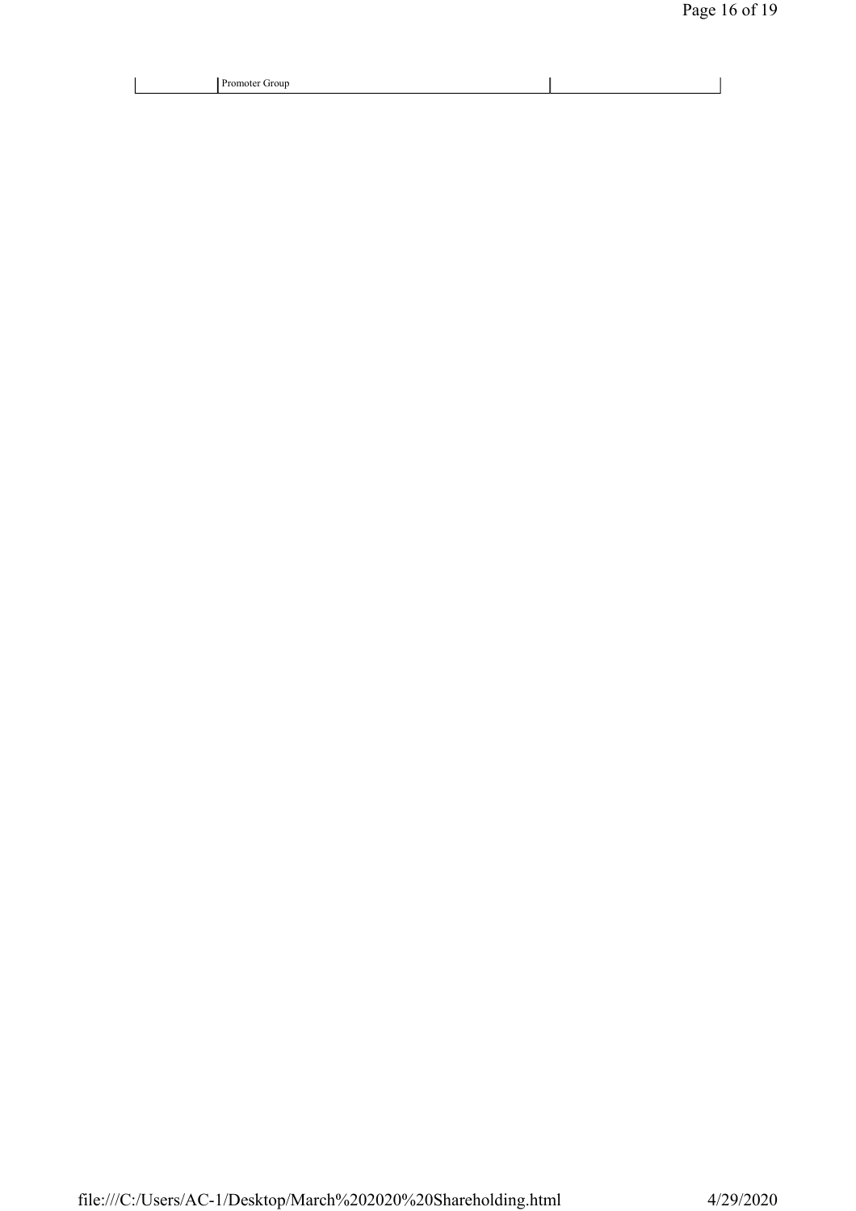| | Promoter Group | |
|---|---|---|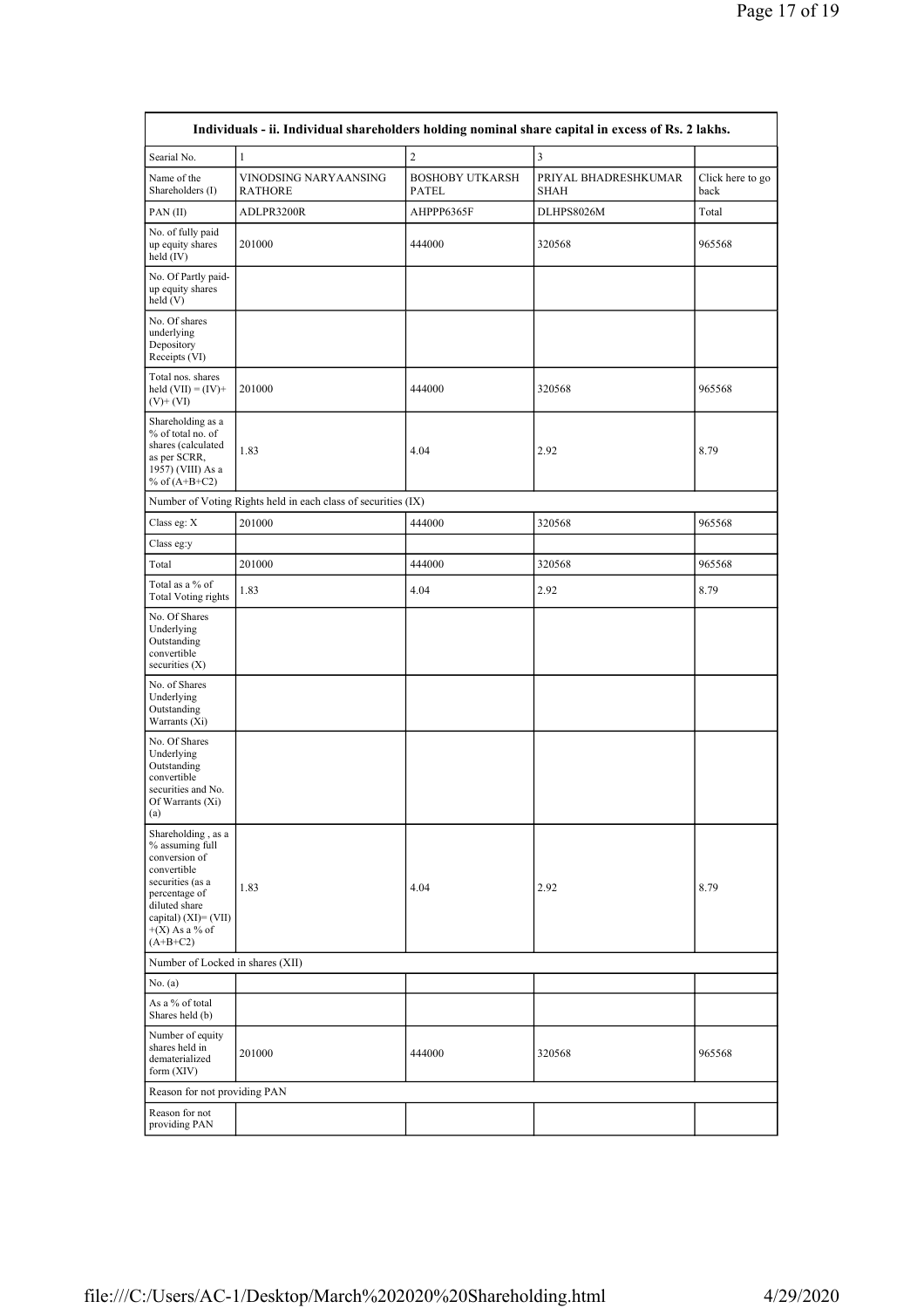| Individuals - ii. Individual shareholders holding nominal share capital in excess of Rs. 2 lakhs. | | | | |
|---|---|---|---|---|
| Searial No. | 1 | 2 | 3 | |
| Name of the Shareholders (I) | VINODSING NARYAANSING RATHORE | BOSHOBY UTKARSH PATEL | PRIYAL BHADRESHKUMAR SHAH | Click here to go back |
| PAN (II) | ADLPR3200R | AHPPP6365F | DLHPS8026M | Total |
| No. of fully paid up equity shares held (IV) | 201000 | 444000 | 320568 | 965568 |
| No. Of Partly paid-up equity shares held (V) | | | | |
| No. Of shares underlying Depository Receipts (VI) | | | | |
| Total nos. shares held (VII) = (IV)+ (V)+ (VI) | 201000 | 444000 | 320568 | 965568 |
| Shareholding as a % of total no. of shares (calculated as per SCRR, 1957) (VIII) As a % of (A+B+C2) | 1.83 | 4.04 | 2.92 | 8.79 |
| Number of Voting Rights held in each class of securities (IX) | | | | |
| Class eg: X | 201000 | 444000 | 320568 | 965568 |
| Class eg:y | | | | |
| Total | 201000 | 444000 | 320568 | 965568 |
| Total as a % of Total Voting rights | 1.83 | 4.04 | 2.92 | 8.79 |
| No. Of Shares Underlying Outstanding convertible securities (X) | | | | |
| No. of Shares Underlying Outstanding Warrants (Xi) | | | | |
| No. Of Shares Underlying Outstanding convertible securities and No. Of Warrants (Xi) (a) | | | | |
| Shareholding , as a % assuming full conversion of convertible securities (as a percentage of diluted share capital) (XI)= (VII) +(X) As a % of (A+B+C2) | 1.83 | 4.04 | 2.92 | 8.79 |
| Number of Locked in shares (XII) | | | | |
| No. (a) | | | | |
| As a % of total Shares held (b) | | | | |
| Number of equity shares held in dematerialized form (XIV) | 201000 | 444000 | 320568 | 965568 |
| Reason for not providing PAN | | | | |
| Reason for not providing PAN | | | | |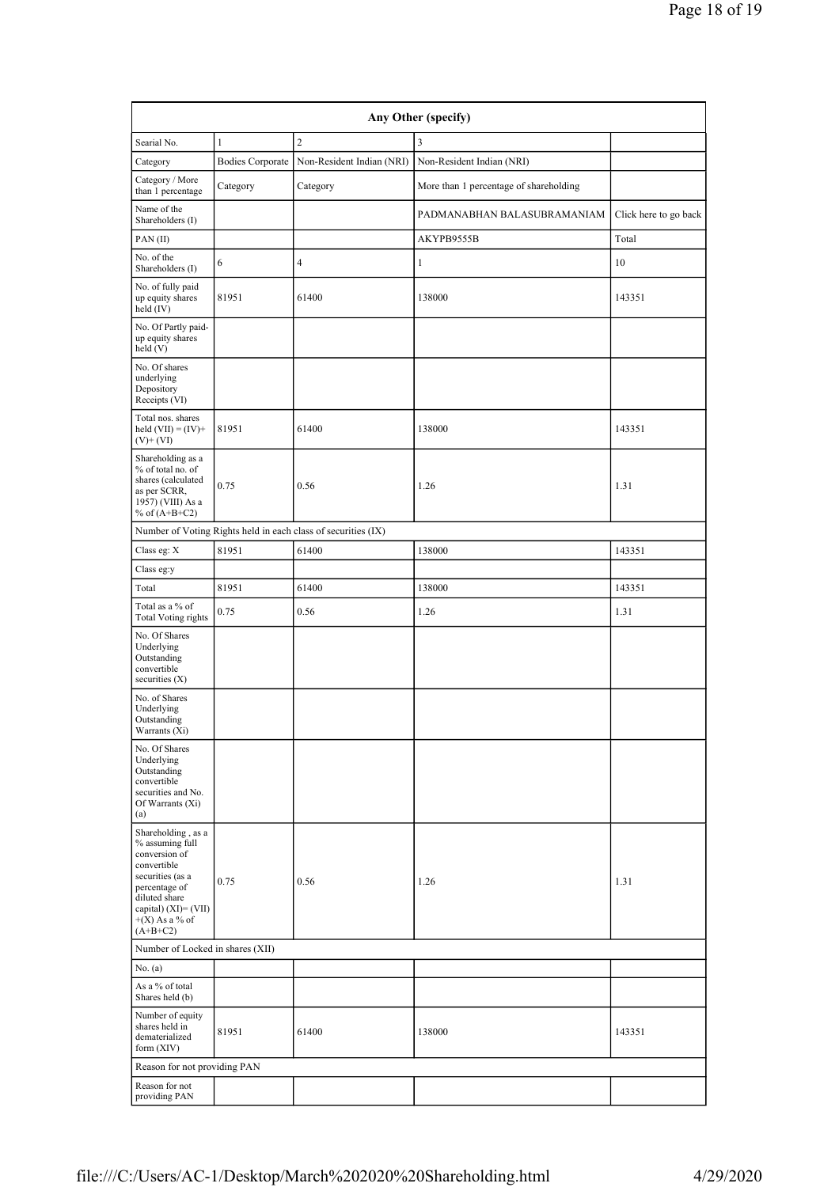| Any Other (specify) | | | | |
|---|---|---|---|---|
| Searial No. | 1 | 2 | 3 | |
| Category | Bodies Corporate | Non-Resident Indian (NRI) | Non-Resident Indian (NRI) | |
| Category / More than 1 percentage | Category | Category | More than 1 percentage of shareholding | |
| Name of the Shareholders (I) | | | PADMANABHAN BALASUBRAMANIAM | Click here to go back |
| PAN (II) | | | AKYPB9555B | Total |
| No. of the Shareholders (I) | 6 | 4 | 1 | 10 |
| No. of fully paid up equity shares held (IV) | 81951 | 61400 | 138000 | 143351 |
| No. Of Partly paid-up equity shares held (V) | | | | |
| No. Of shares underlying Depository Receipts (VI) | | | | |
| Total nos. shares held (VII) = (IV)+ (V)+ (VI) | 81951 | 61400 | 138000 | 143351 |
| Shareholding as a % of total no. of shares (calculated as per SCRR, 1957) (VIII) As a % of (A+B+C2) | 0.75 | 0.56 | 1.26 | 1.31 |
| Number of Voting Rights held in each class of securities (IX) | | | | |
| Class eg: X | 81951 | 61400 | 138000 | 143351 |
| Class eg:y | | | | |
| Total | 81951 | 61400 | 138000 | 143351 |
| Total as a % of Total Voting rights | 0.75 | 0.56 | 1.26 | 1.31 |
| No. Of Shares Underlying Outstanding convertible securities (X) | | | | |
| No. of Shares Underlying Outstanding Warrants (Xi) | | | | |
| No. Of Shares Underlying Outstanding convertible securities and No. Of Warrants (Xi) (a) | | | | |
| Shareholding , as a % assuming full conversion of convertible securities (as a percentage of diluted share capital) (XI)= (VII) +(X) As a % of (A+B+C2) | 0.75 | 0.56 | 1.26 | 1.31 |
| Number of Locked in shares (XII) | | | | |
| No. (a) | | | | |
| As a % of total Shares held (b) | | | | |
| Number of equity shares held in dematerialized form (XIV) | 81951 | 61400 | 138000 | 143351 |
| Reason for not providing PAN | | | | |
| Reason for not providing PAN | | | | |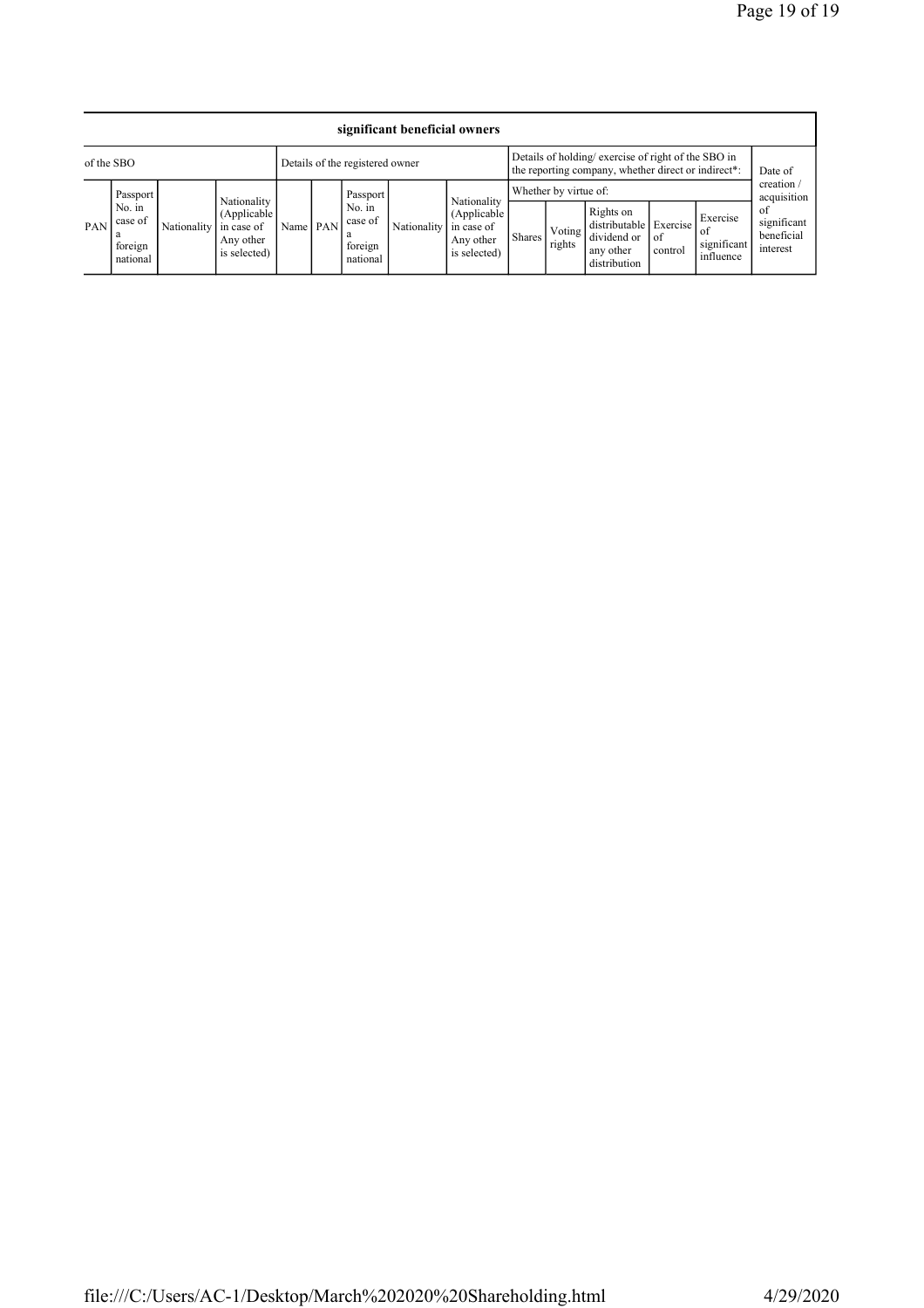| significant beneficial owners | | | | | | | | | | | | | | |
|---|---|---|---|---|---|---|---|---|---|---|---|---|---|---|
| of the SBO | | | Details of the registered owner | | | | | Details of holding/ exercise of right of the SBO in the reporting company, whether direct or indirect*: | | | | | Date of creation / acquisition of significant beneficial interest |
| | | | | | | | | Whether by virtue of: | | | | | |
| PAN | Passport No. in case of a foreign national | Nationality | Nationality (Applicable in case of Any other is selected) | Name | PAN | Passport No. in case of a foreign national | Nationality | Nationality (Applicable in case of Any other is selected) | Shares | Voting rights | Rights on distributable dividend or any other distribution | Exercise of control | Exercise of significant influence | |